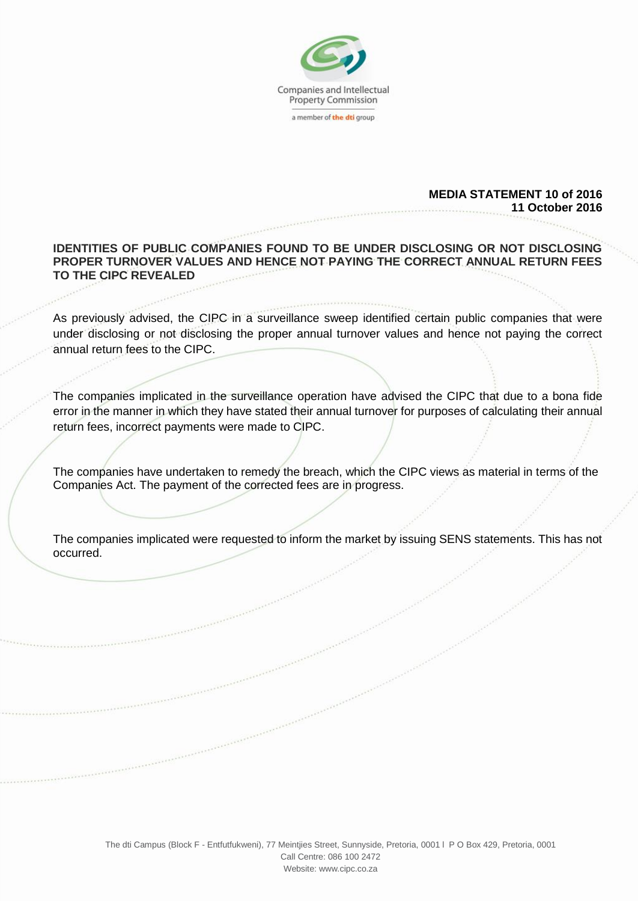Companies and Intellectual Property Commission

a member of the dti group

**MEDIA STATEMENT 10 of 2016**
**11 October 2016**

## IDENTITIES OF PUBLIC COMPANIES FOUND TO BE UNDER DISCLOSING OR NOT DISCLOSING PROPER TURNOVER VALUES AND HENCE NOT PAYING THE CORRECT ANNUAL RETURN FEES TO THE CIPC REVEALED

As previously advised, the CIPC in a surveillance sweep identified certain public companies that were under disclosing or not disclosing the proper annual turnover values and hence not paying the correct annual return fees to the CIPC.

The companies implicated in the surveillance operation have advised the CIPC that due to a bona fide error in the manner in which they have stated their annual turnover for purposes of calculating their annual return fees, incorrect payments were made to CIPC.

The companies have undertaken to remedy the breach, which the CIPC views as material in terms of the Companies Act. The payment of the corrected fees are in progress.

The companies implicated were requested to inform the market by issuing SENS statements. This has not occurred.

The dti Campus (Block F - Entfutfukweni), 77 Meintjies Street, Sunnyside, Pretoria, 0001 l P O Box 429, Pretoria, 0001
Call Centre: 086 100 2472
Website: www.cipc.co.za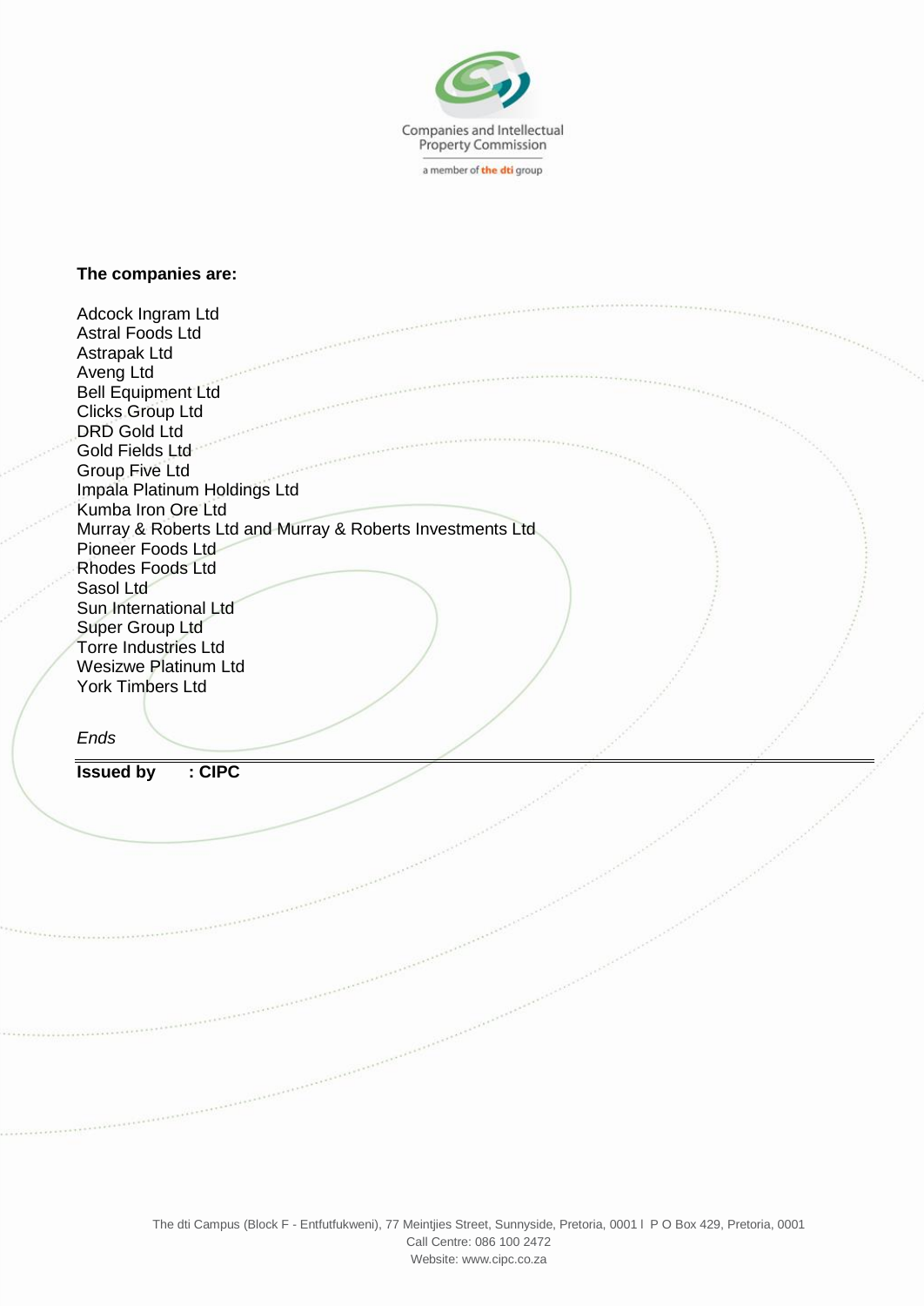**The companies are:**

Adcock Ingram Ltd
Astral Foods Ltd
Astrapak Ltd
Aveng Ltd
Bell Equipment Ltd
Clicks Group Ltd
DRD Gold Ltd
Gold Fields Ltd
Group Five Ltd
Impala Platinum Holdings Ltd
Kumba Iron Ore Ltd
Murray & Roberts Ltd and Murray & Roberts Investments Ltd
Pioneer Foods Ltd
Rhodes Foods Ltd
Sasol Ltd
Sun International Ltd
Super Group Ltd
Torre Industries Ltd
Wesizwe Platinum Ltd
York Timbers Ltd

*Ends*

**Issued by : CIPC**